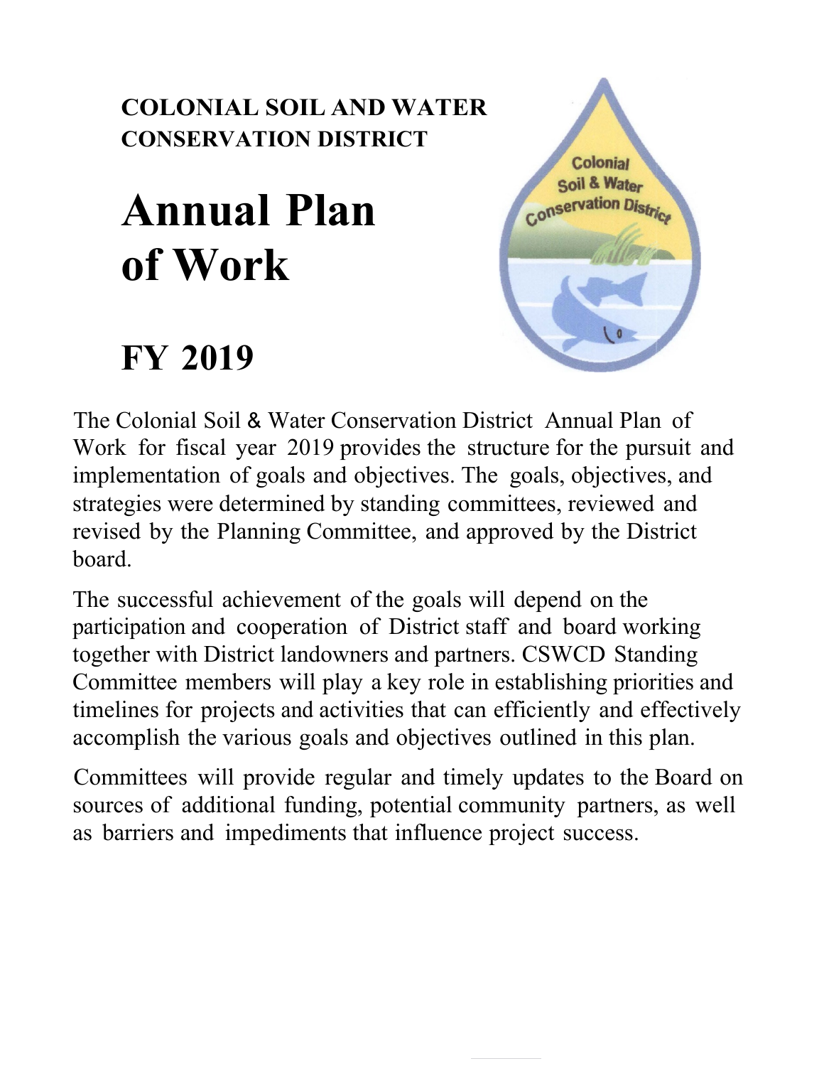**COLONIAL SOIL AND WATER CONSERVATION DISTRICT**

# Annual Plan of Work

# FY 2019

The Colonial Soil & Water Conservation District Annual Plan of Work for fiscal year 2019 provides the structure for the pursuit and implementation of goals and objectives. The goals, objectives, and strategies were determined by standing committees, reviewed and revised by the Planning Committee, and approved by the District board.

The successful achievement of the goals will depend on the participation and cooperation of District staff and board working together with District landowners and partners. CSWCD Standing Committee members will play a key role in establishing priorities and timelines for projects and activities that can efficiently and effectively accomplish the various goals and objectives outlined in this plan.

Committees will provide regular and timely updates to the Board on sources of additional funding, potential community partners, as well as barriers and impediments that influence project success.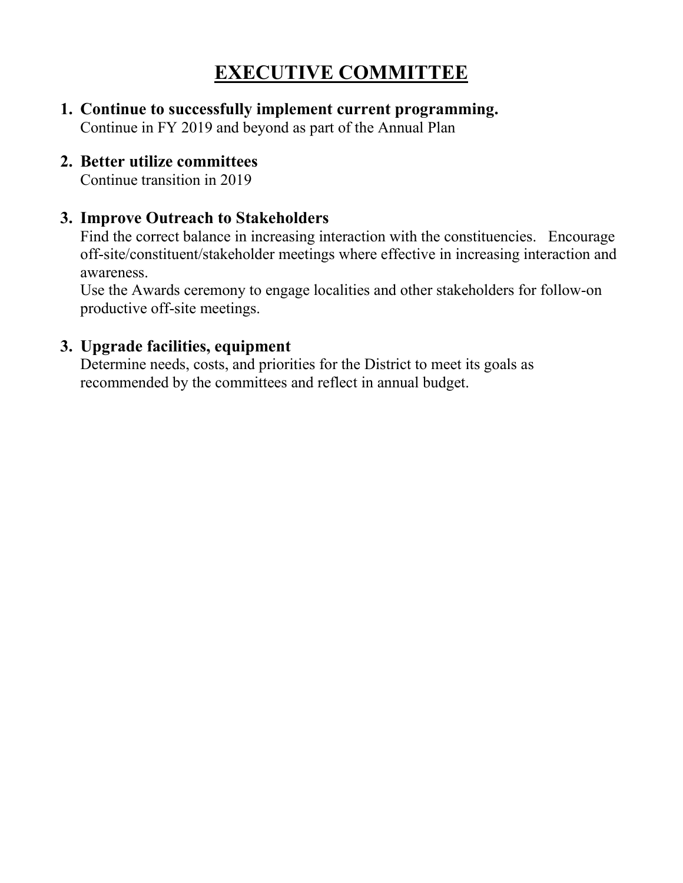# EXECUTIVE COMMITTEE

1. **Continue to successfully implement current programming.**
   Continue in FY 2019 and beyond as part of the Annual Plan

2. **Better utilize committees**
   Continue transition in 2019

3. **Improve Outreach to Stakeholders**
   Find the correct balance in increasing interaction with the constituencies. Encourage off-site/constituent/stakeholder meetings where effective in increasing interaction and awareness.
   Use the Awards ceremony to engage localities and other stakeholders for follow-on productive off-site meetings.

3. **Upgrade facilities, equipment**
   Determine needs, costs, and priorities for the District to meet its goals as recommended by the committees and reflect in annual budget.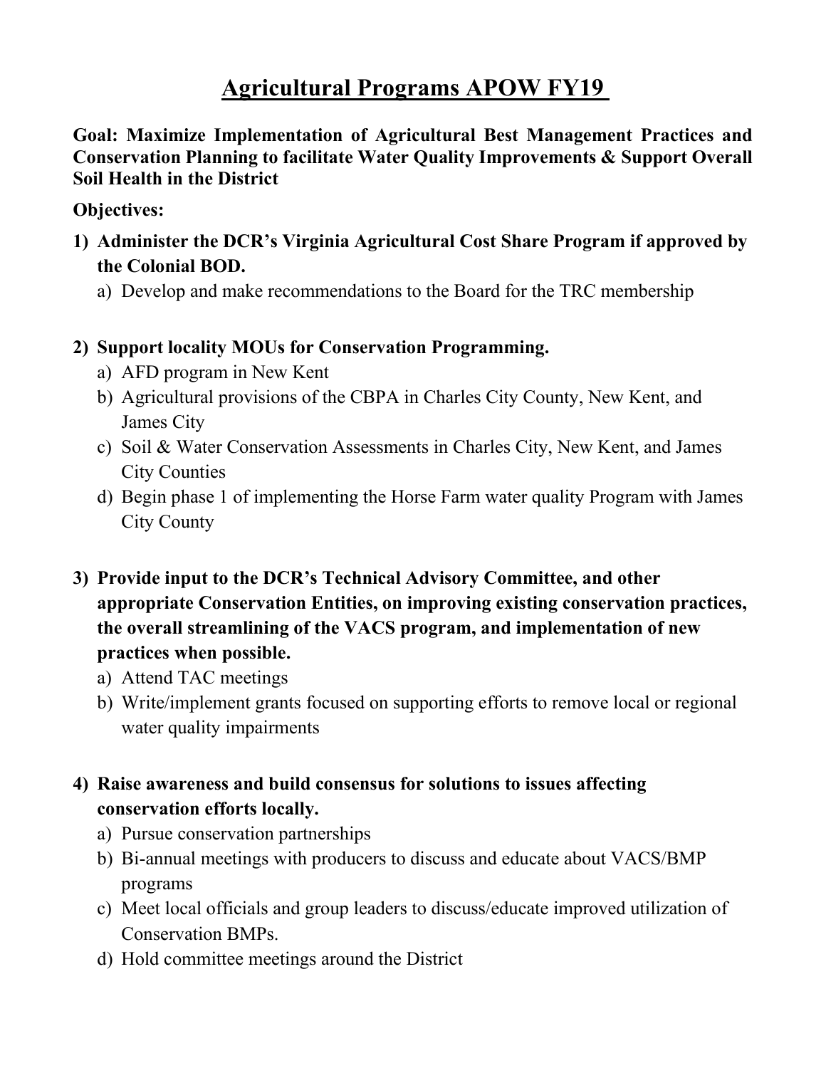# Agricultural Programs APOW FY19

**Goal: Maximize Implementation of Agricultural Best Management Practices and Conservation Planning to facilitate Water Quality Improvements & Support Overall Soil Health in the District**

**Objectives:**

1) **Administer the DCR's Virginia Agricultural Cost Share Program if approved by the Colonial BOD.**
   a) Develop and make recommendations to the Board for the TRC membership

2) **Support locality MOUs for Conservation Programming.**
   a) AFD program in New Kent
   b) Agricultural provisions of the CBPA in Charles City County, New Kent, and James City
   c) Soil & Water Conservation Assessments in Charles City, New Kent, and James City Counties
   d) Begin phase 1 of implementing the Horse Farm water quality Program with James City County

3) **Provide input to the DCR's Technical Advisory Committee, and other appropriate Conservation Entities, on improving existing conservation practices, the overall streamlining of the VACS program, and implementation of new practices when possible.**
   a) Attend TAC meetings
   b) Write/implement grants focused on supporting efforts to remove local or regional water quality impairments

4) **Raise awareness and build consensus for solutions to issues affecting conservation efforts locally.**
   a) Pursue conservation partnerships
   b) Bi-annual meetings with producers to discuss and educate about VACS/BMP programs
   c) Meet local officials and group leaders to discuss/educate improved utilization of Conservation BMPs.
   d) Hold committee meetings around the District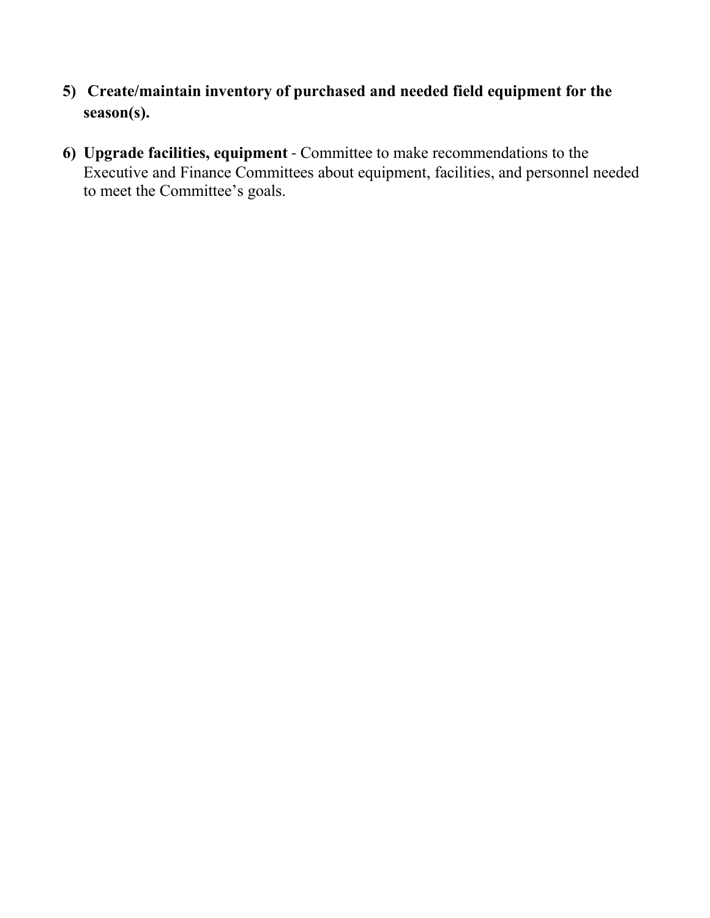5) **Create/maintain inventory of purchased and needed field equipment for the season(s).**

6) **Upgrade facilities, equipment** - Committee to make recommendations to the Executive and Finance Committees about equipment, facilities, and personnel needed to meet the Committee's goals.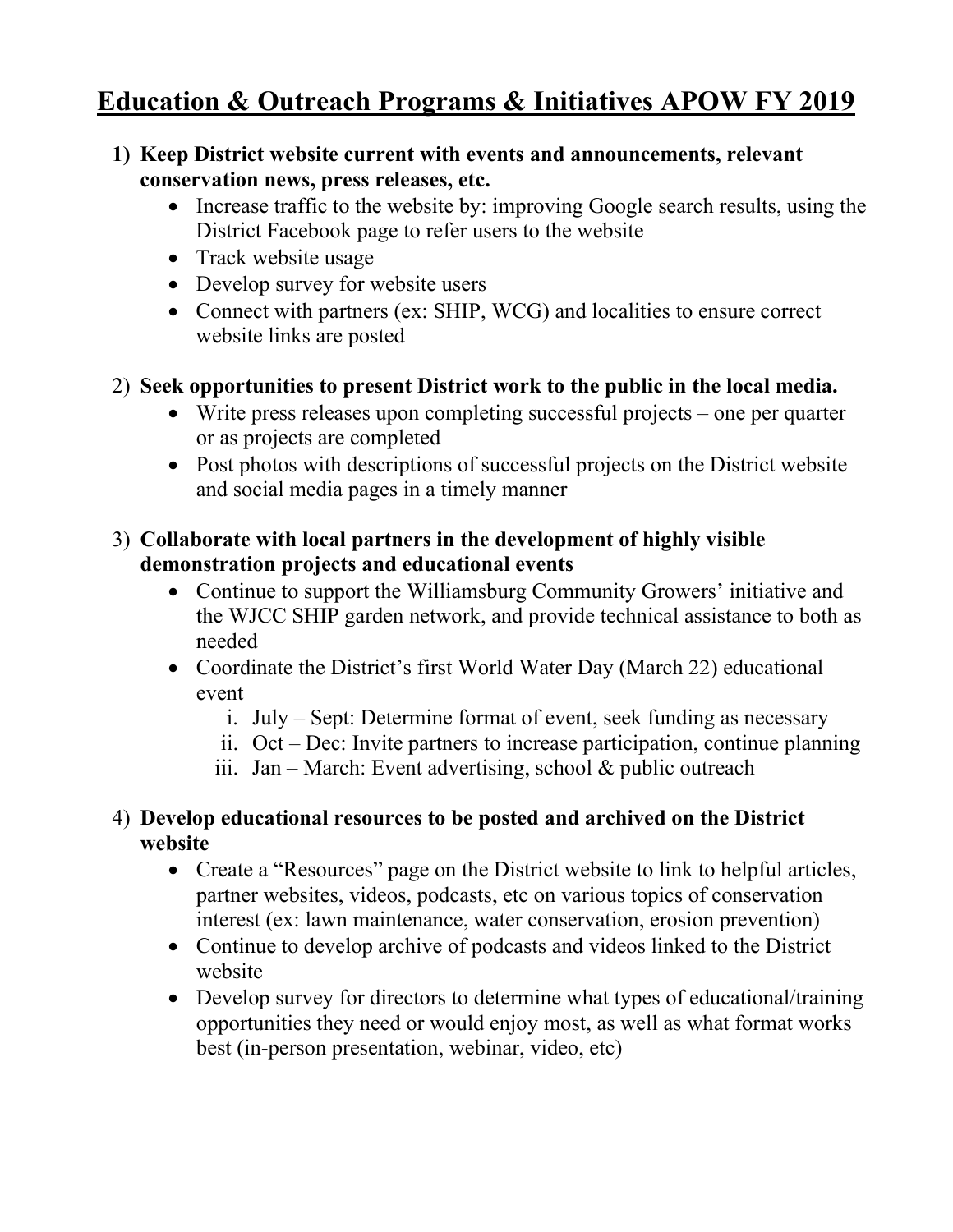# Education & Outreach Programs & Initiatives APOW FY 2019

1) **Keep District website current with events and announcements, relevant conservation news, press releases, etc.**
   - Increase traffic to the website by: improving Google search results, using the District Facebook page to refer users to the website
   - Track website usage
   - Develop survey for website users
   - Connect with partners (ex: SHIP, WCG) and localities to ensure correct website links are posted

2) **Seek opportunities to present District work to the public in the local media.**
   - Write press releases upon completing successful projects – one per quarter or as projects are completed
   - Post photos with descriptions of successful projects on the District website and social media pages in a timely manner

3) **Collaborate with local partners in the development of highly visible demonstration projects and educational events**
   - Continue to support the Williamsburg Community Growers' initiative and the WJCC SHIP garden network, and provide technical assistance to both as needed
   - Coordinate the District's first World Water Day (March 22) educational event
     1. July – Sept: Determine format of event, seek funding as necessary
     2. Oct – Dec: Invite partners to increase participation, continue planning
     3. Jan – March: Event advertising, school & public outreach

4) **Develop educational resources to be posted and archived on the District website**
   - Create a "Resources" page on the District website to link to helpful articles, partner websites, videos, podcasts, etc on various topics of conservation interest (ex: lawn maintenance, water conservation, erosion prevention)
   - Continue to develop archive of podcasts and videos linked to the District website
   - Develop survey for directors to determine what types of educational/training opportunities they need or would enjoy most, as well as what format works best (in-person presentation, webinar, video, etc)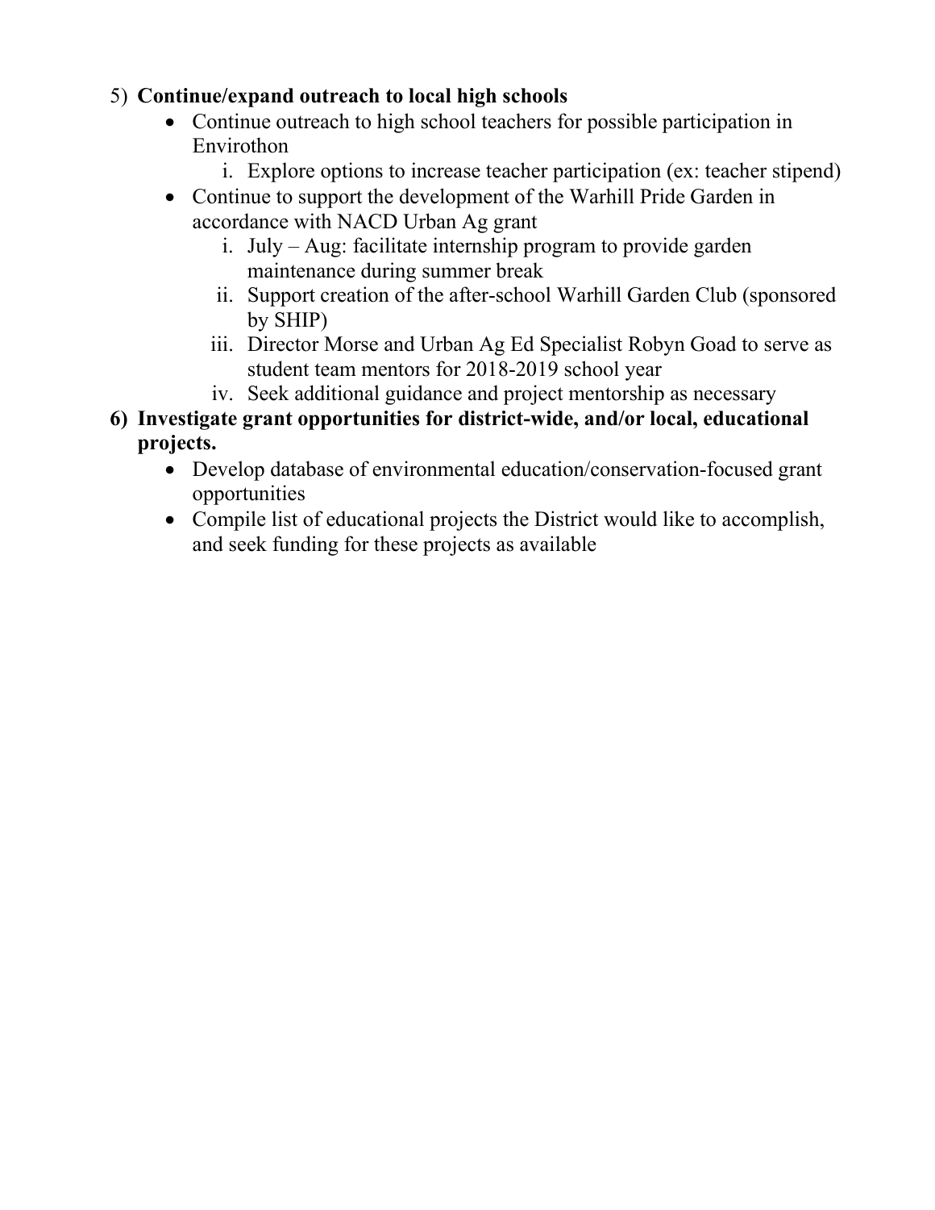5) **Continue/expand outreach to local high schools**
   - Continue outreach to high school teachers for possible participation in Envirothon
      i. Explore options to increase teacher participation (ex: teacher stipend)
   - Continue to support the development of the Warhill Pride Garden in accordance with NACD Urban Ag grant
      i. July – Aug: facilitate internship program to provide garden maintenance during summer break
      ii. Support creation of the after-school Warhill Garden Club (sponsored by SHIP)
      iii. Director Morse and Urban Ag Ed Specialist Robyn Goad to serve as student team mentors for 2018-2019 school year
      iv. Seek additional guidance and project mentorship as necessary

**6) Investigate grant opportunities for district-wide, and/or local, educational projects.**
   - Develop database of environmental education/conservation-focused grant opportunities
   - Compile list of educational projects the District would like to accomplish, and seek funding for these projects as available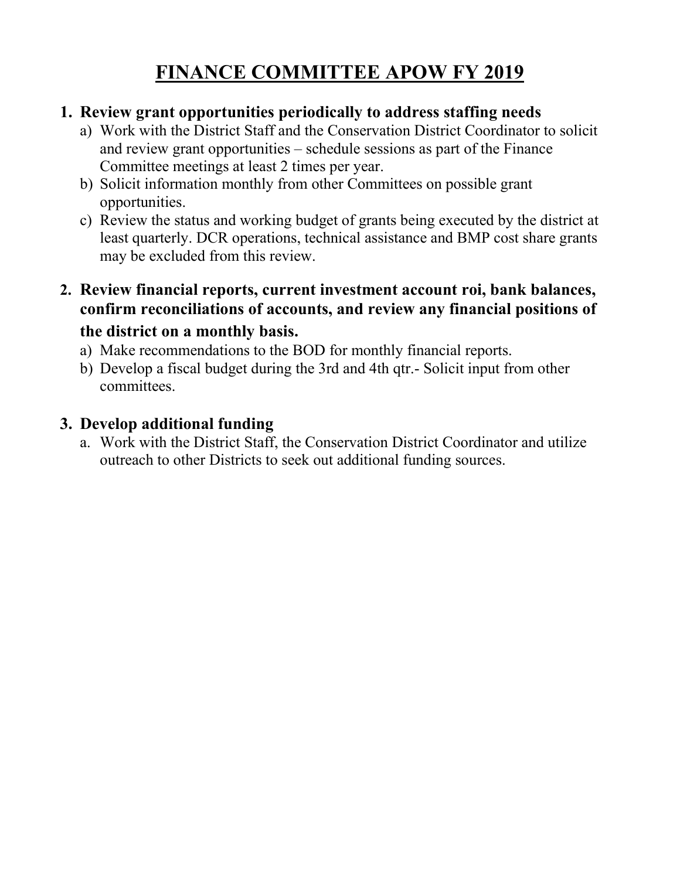# FINANCE COMMITTEE APOW FY 2019

1. **Review grant opportunities periodically to address staffing needs**
   a) Work with the District Staff and the Conservation District Coordinator to solicit and review grant opportunities – schedule sessions as part of the Finance Committee meetings at least 2 times per year.
   b) Solicit information monthly from other Committees on possible grant opportunities.
   c) Review the status and working budget of grants being executed by the district at least quarterly. DCR operations, technical assistance and BMP cost share grants may be excluded from this review.

2. **Review financial reports, current investment account roi, bank balances, confirm reconciliations of accounts, and review any financial positions of the district on a monthly basis.**
   a) Make recommendations to the BOD for monthly financial reports.
   b) Develop a fiscal budget during the 3rd and 4th qtr.- Solicit input from other committees.

3. **Develop additional funding**
   a. Work with the District Staff, the Conservation District Coordinator and utilize outreach to other Districts to seek out additional funding sources.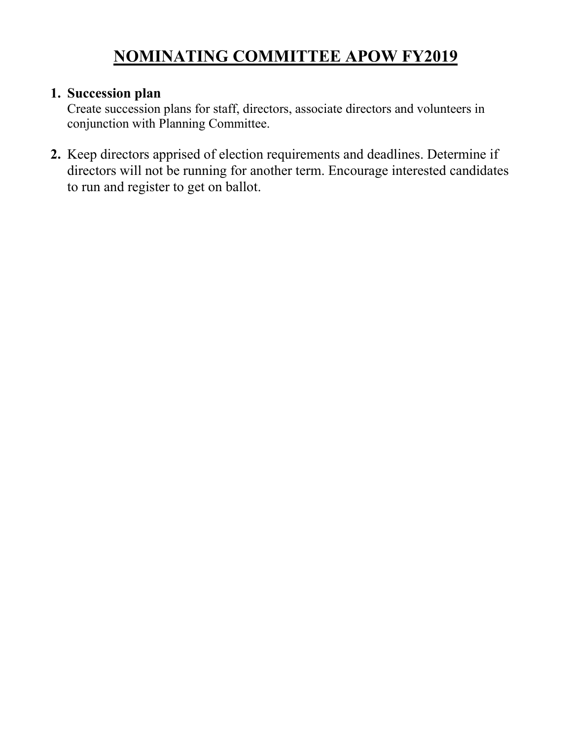# NOMINATING COMMITTEE APOW FY2019

1. **Succession plan**
   Create succession plans for staff, directors, associate directors and volunteers in conjunction with Planning Committee.

2. Keep directors apprised of election requirements and deadlines. Determine if directors will not be running for another term. Encourage interested candidates to run and register to get on ballot.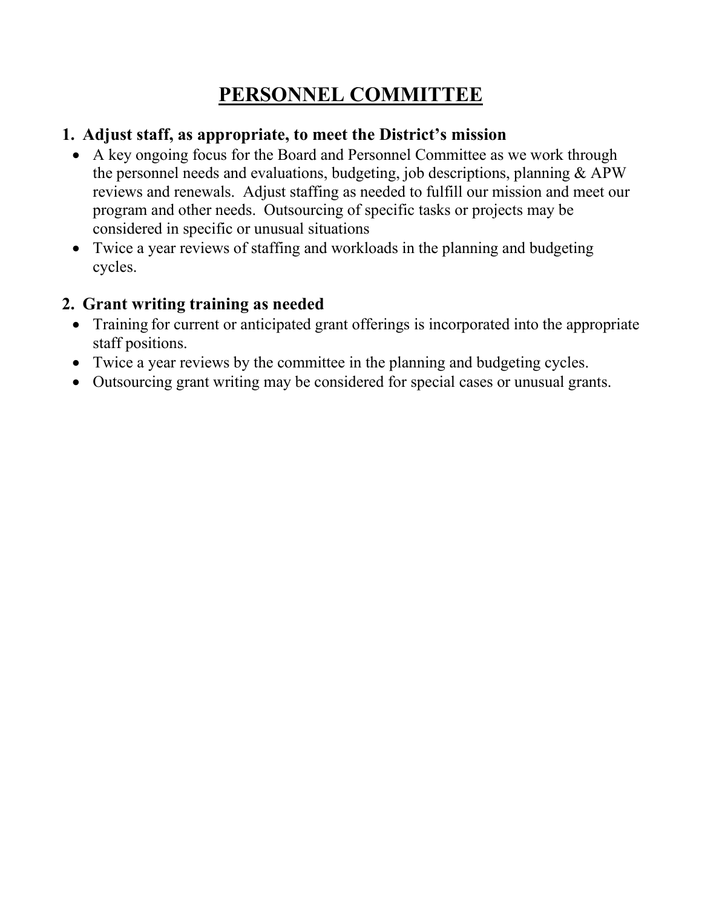# PERSONNEL COMMITTEE

## 1. Adjust staff, as appropriate, to meet the District's mission

- A key ongoing focus for the Board and Personnel Committee as we work through the personnel needs and evaluations, budgeting, job descriptions, planning & APW reviews and renewals. Adjust staffing as needed to fulfill our mission and meet our program and other needs. Outsourcing of specific tasks or projects may be considered in specific or unusual situations
- Twice a year reviews of staffing and workloads in the planning and budgeting cycles.

## 2. Grant writing training as needed

- Training for current or anticipated grant offerings is incorporated into the appropriate staff positions.
- Twice a year reviews by the committee in the planning and budgeting cycles.
- Outsourcing grant writing may be considered for special cases or unusual grants.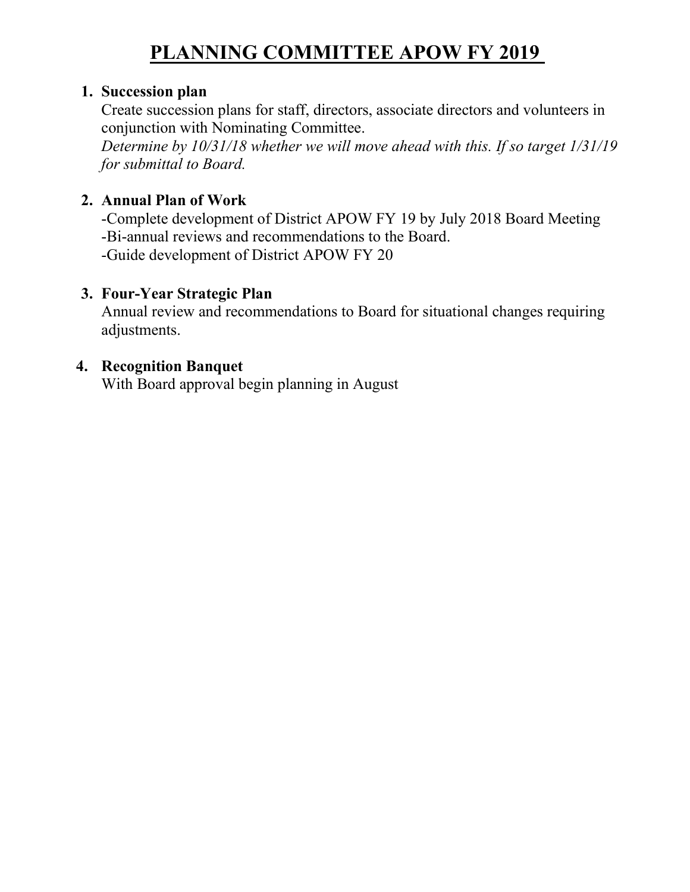# PLANNING COMMITTEE APOW FY 2019

1. **Succession plan**
   Create succession plans for staff, directors, associate directors and volunteers in conjunction with Nominating Committee.
   *Determine by 10/31/18 whether we will move ahead with this. If so target 1/31/19 for submittal to Board.*

2. **Annual Plan of Work**
   -Complete development of District APOW FY 19 by July 2018 Board Meeting
   -Bi-annual reviews and recommendations to the Board.
   -Guide development of District APOW FY 20

3. **Four-Year Strategic Plan**
   Annual review and recommendations to Board for situational changes requiring adjustments.

4. **Recognition Banquet**
   With Board approval begin planning in August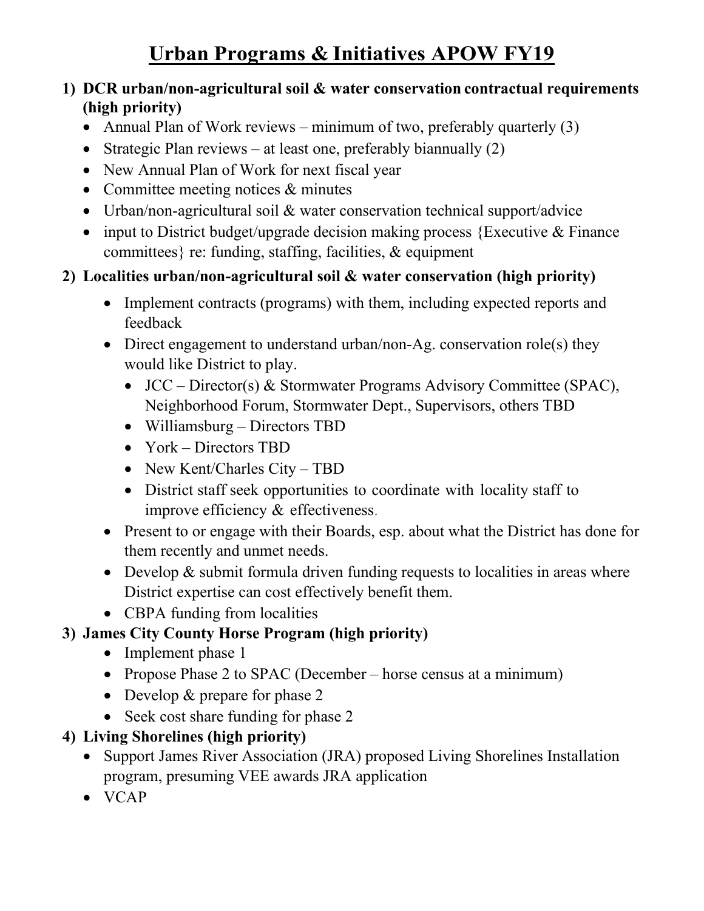# Urban Programs & Initiatives APOW FY19

1) **DCR urban/non-agricultural soil & water conservation contractual requirements (high priority)**
   - Annual Plan of Work reviews – minimum of two, preferably quarterly (3)
   - Strategic Plan reviews – at least one, preferably biannually (2)
   - New Annual Plan of Work for next fiscal year
   - Committee meeting notices & minutes
   - Urban/non-agricultural soil & water conservation technical support/advice
   - input to District budget/upgrade decision making process {Executive & Finance committees} re: funding, staffing, facilities, & equipment
2) **Localities urban/non-agricultural soil & water conservation (high priority)**
   - Implement contracts (programs) with them, including expected reports and feedback
   - Direct engagement to understand urban/non-Ag. conservation role(s) they would like District to play.
     - JCC – Director(s) & Stormwater Programs Advisory Committee (SPAC), Neighborhood Forum, Stormwater Dept., Supervisors, others TBD
     - Williamsburg – Directors TBD
     - York – Directors TBD
     - New Kent/Charles City – TBD
     - District staff seek opportunities to coordinate with locality staff to improve efficiency & effectiveness.
   - Present to or engage with their Boards, esp. about what the District has done for them recently and unmet needs.
   - Develop & submit formula driven funding requests to localities in areas where District expertise can cost effectively benefit them.
   - CBPA funding from localities
3) **James City County Horse Program (high priority)**
   - Implement phase 1
   - Propose Phase 2 to SPAC (December – horse census at a minimum)
   - Develop & prepare for phase 2
   - Seek cost share funding for phase 2
4) **Living Shorelines (high priority)**
   - Support James River Association (JRA) proposed Living Shorelines Installation program, presuming VEE awards JRA application
   - VCAP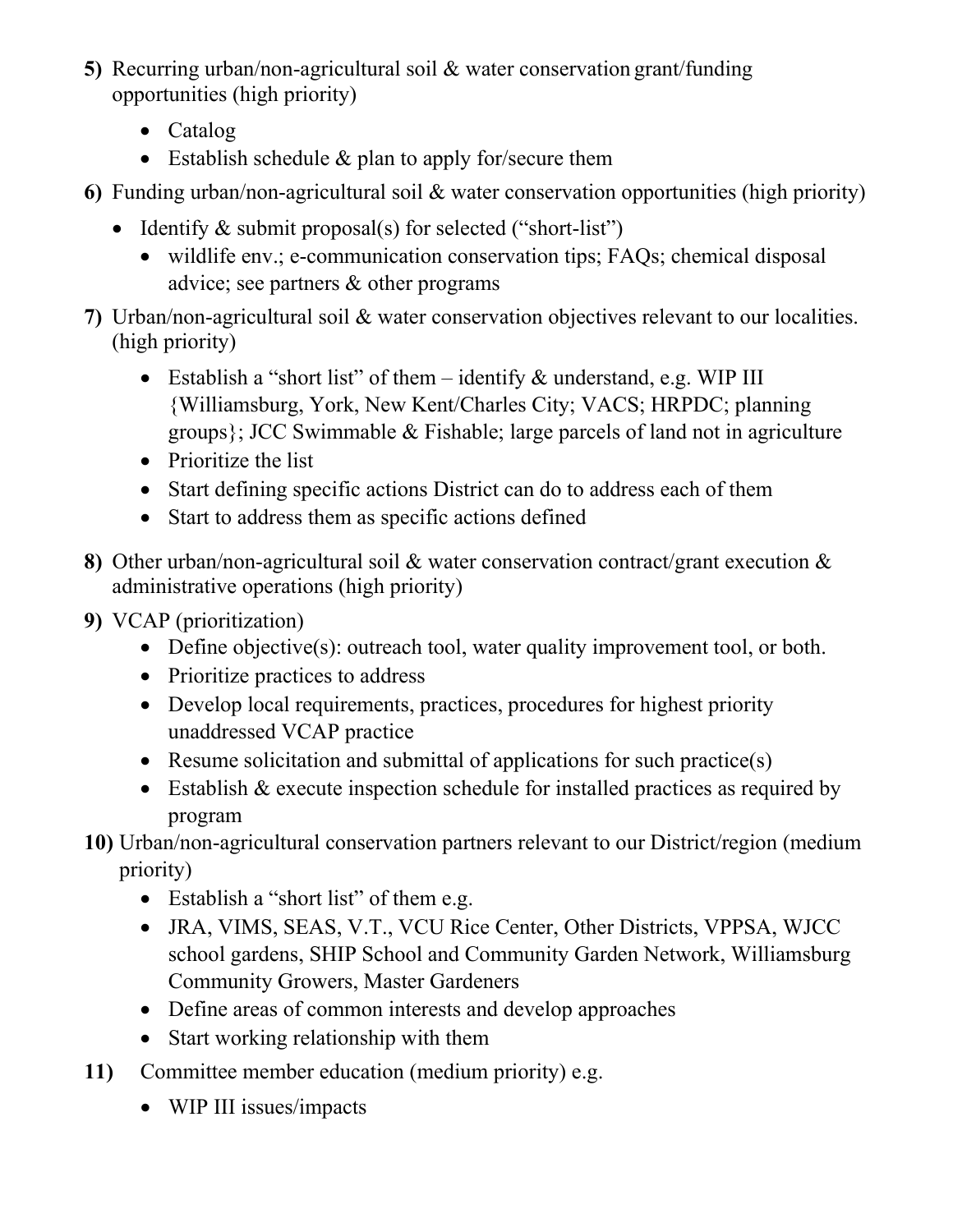**5)** Recurring urban/non-agricultural soil & water conservation grant/funding opportunities (high priority)

- Catalog
- Establish schedule & plan to apply for/secure them

**6)** Funding urban/non-agricultural soil & water conservation opportunities (high priority)

- Identify & submit proposal(s) for selected ("short-list")
  - wildlife env.; e-communication conservation tips; FAQs; chemical disposal advice; see partners & other programs

**7)** Urban/non-agricultural soil & water conservation objectives relevant to our localities. (high priority)

- Establish a "short list" of them – identify & understand, e.g. WIP III {Williamsburg, York, New Kent/Charles City; VACS; HRPDC; planning groups}; JCC Swimmable & Fishable; large parcels of land not in agriculture
- Prioritize the list
- Start defining specific actions District can do to address each of them
- Start to address them as specific actions defined

**8)** Other urban/non-agricultural soil & water conservation contract/grant execution & administrative operations (high priority)

**9)** VCAP (prioritization)

- Define objective(s): outreach tool, water quality improvement tool, or both.
- Prioritize practices to address
- Develop local requirements, practices, procedures for highest priority unaddressed VCAP practice
- Resume solicitation and submittal of applications for such practice(s)
- Establish & execute inspection schedule for installed practices as required by program

**10)** Urban/non-agricultural conservation partners relevant to our District/region (medium priority)

- Establish a "short list" of them e.g.
- JRA, VIMS, SEAS, V.T., VCU Rice Center, Other Districts, VPPSA, WJCC school gardens, SHIP School and Community Garden Network, Williamsburg Community Growers, Master Gardeners
- Define areas of common interests and develop approaches
- Start working relationship with them

**11)** Committee member education (medium priority) e.g.

- WIP III issues/impacts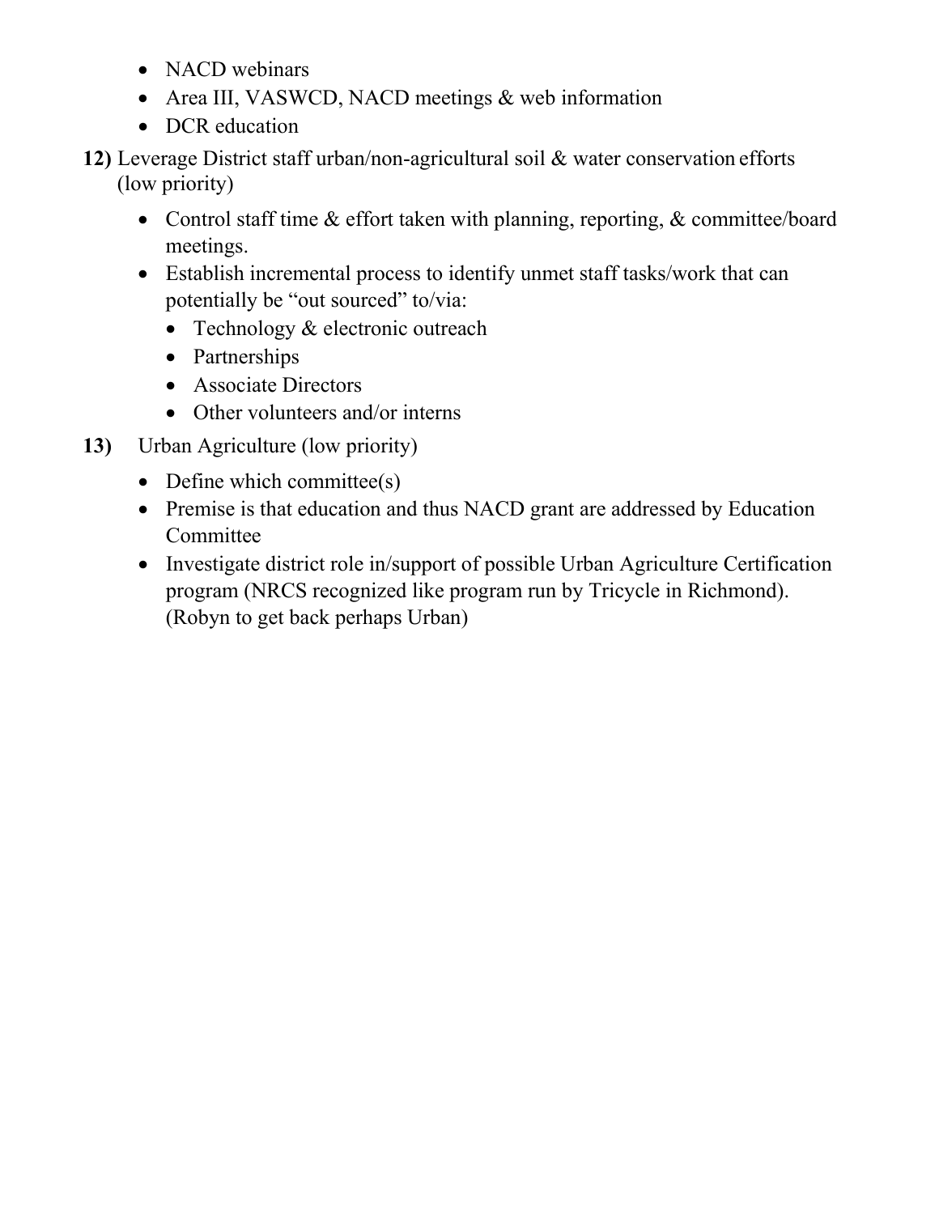- NACD webinars
- Area III, VASWCD, NACD meetings & web information
- DCR education

**12)** Leverage District staff urban/non-agricultural soil & water conservation efforts (low priority)

- Control staff time & effort taken with planning, reporting, & committee/board meetings.
- Establish incremental process to identify unmet staff tasks/work that can potentially be "out sourced" to/via:
  - Technology & electronic outreach
  - Partnerships
  - Associate Directors
  - Other volunteers and/or interns

**13)** Urban Agriculture (low priority)

- Define which committee(s)
- Premise is that education and thus NACD grant are addressed by Education Committee
- Investigate district role in/support of possible Urban Agriculture Certification program (NRCS recognized like program run by Tricycle in Richmond). (Robyn to get back perhaps Urban)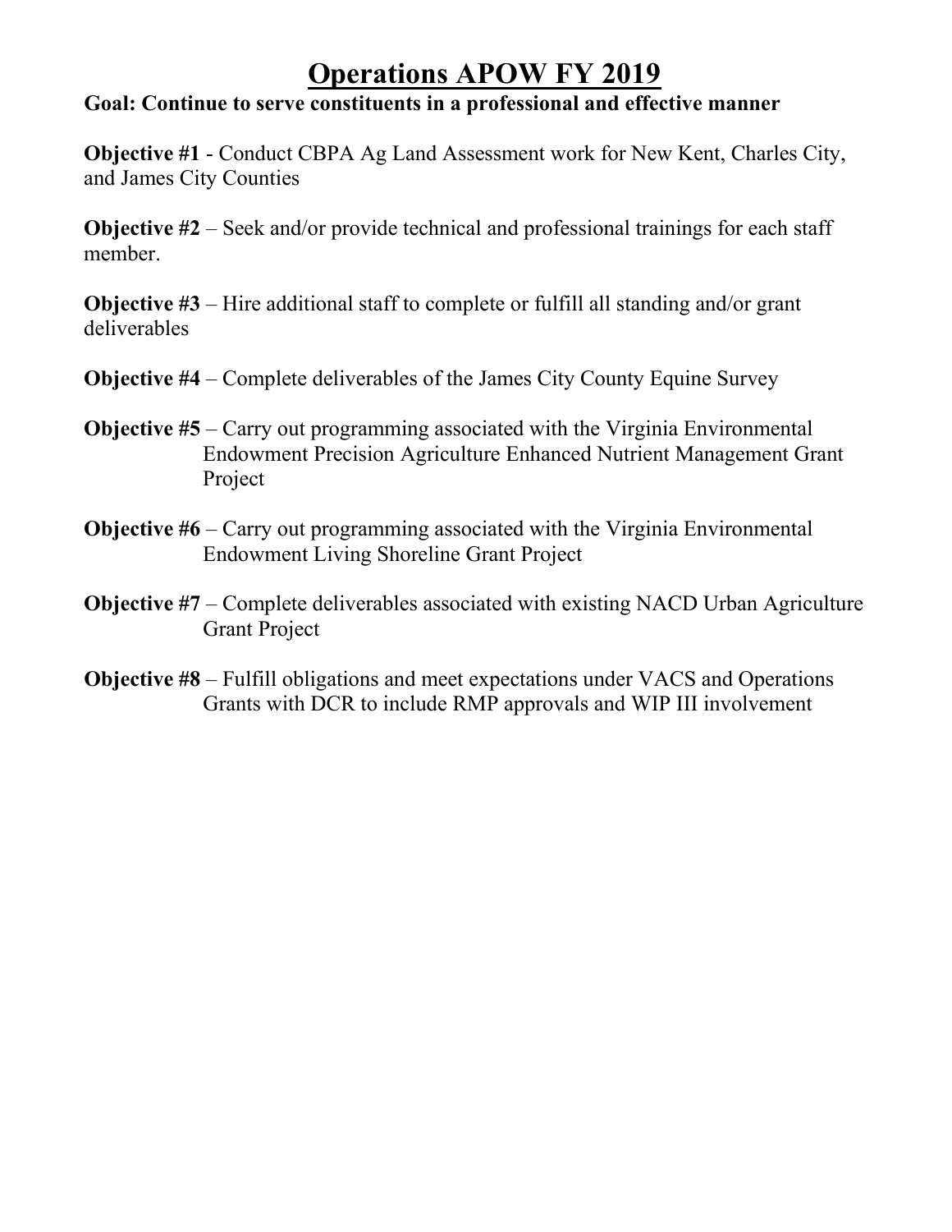# Operations APOW FY 2019

**Goal: Continue to serve constituents in a professional and effective manner**

**Objective #1** - Conduct CBPA Ag Land Assessment work for New Kent, Charles City, and James City Counties

**Objective #2** – Seek and/or provide technical and professional trainings for each staff member.

**Objective #3** – Hire additional staff to complete or fulfill all standing and/or grant deliverables

**Objective #4** – Complete deliverables of the James City County Equine Survey

**Objective #5** – Carry out programming associated with the Virginia Environmental Endowment Precision Agriculture Enhanced Nutrient Management Grant Project

**Objective #6** – Carry out programming associated with the Virginia Environmental Endowment Living Shoreline Grant Project

**Objective #7** – Complete deliverables associated with existing NACD Urban Agriculture Grant Project

**Objective #8** – Fulfill obligations and meet expectations under VACS and Operations Grants with DCR to include RMP approvals and WIP III involvement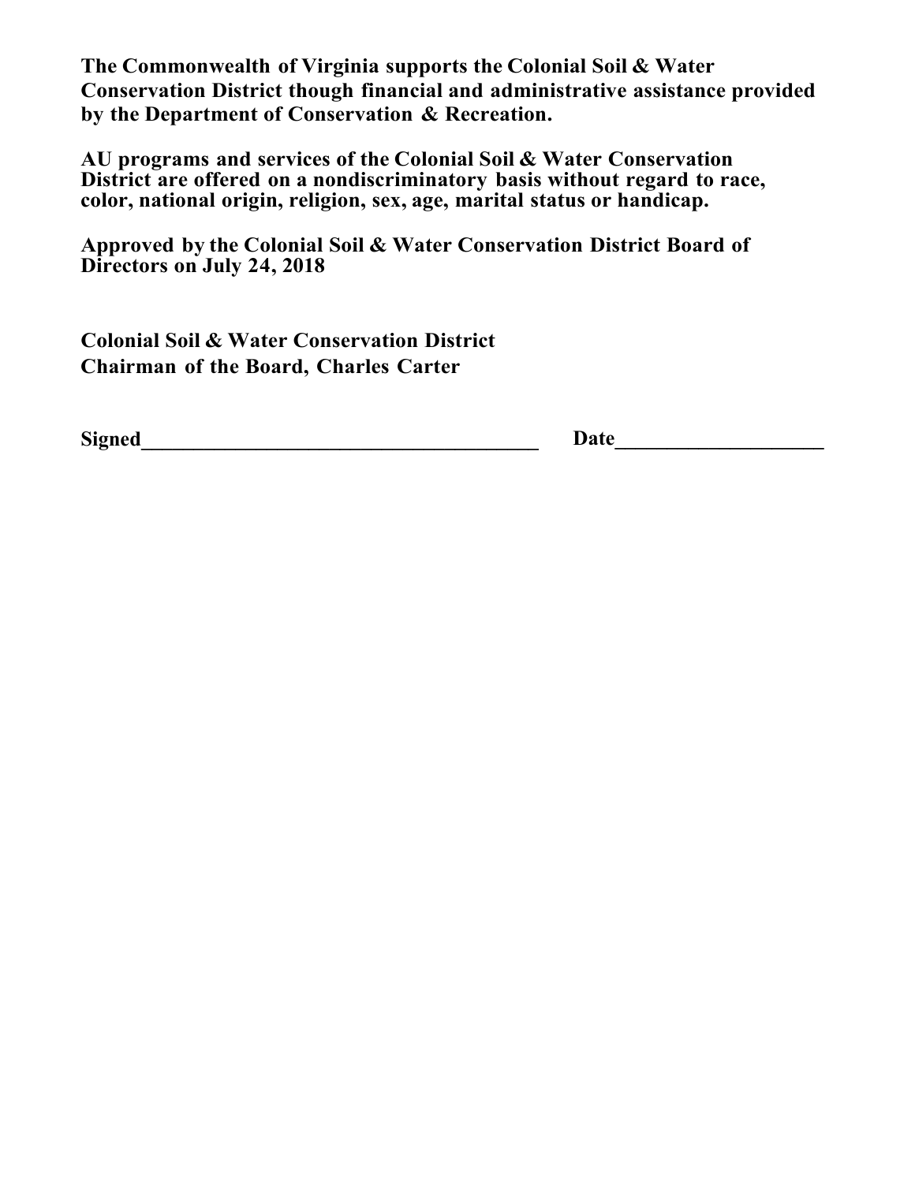**The Commonwealth of Virginia supports the Colonial Soil & Water Conservation District though financial and administrative assistance provided by the Department of Conservation & Recreation.**

**AU programs and services of the Colonial Soil & Water Conservation District are offered on a nondiscriminatory basis without regard to race, color, national origin, religion, sex, age, marital status or handicap.**

**Approved by the Colonial Soil & Water Conservation District Board of Directors on July 24, 2018**

**Colonial Soil & Water Conservation District**
**Chairman of the Board, Charles Carter**

**Signed_______________________________________ Date____________________**